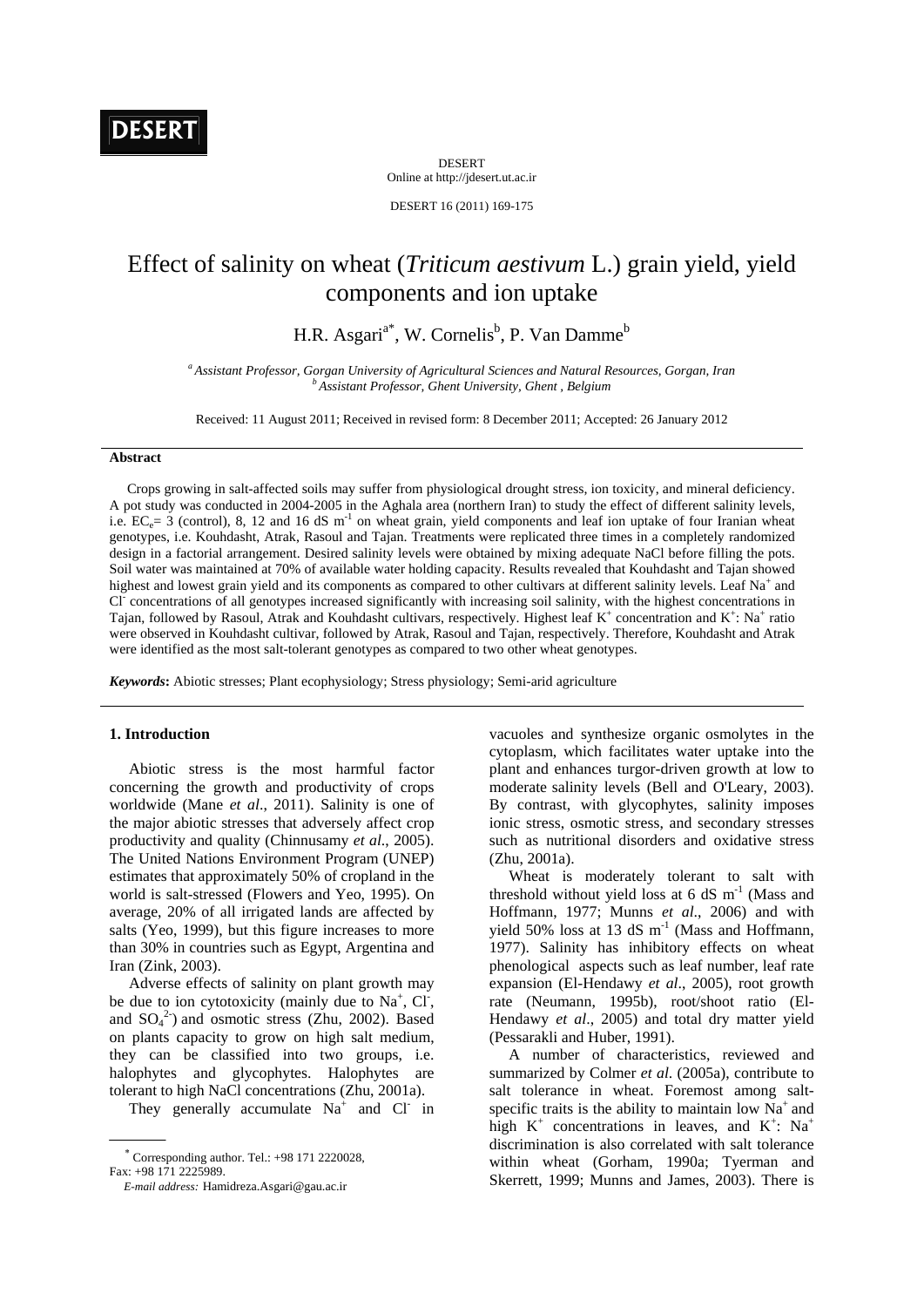# Effect of salinity on wheat (*Triticum aestivum* L.) grain yield, yield components and ion uptake

H.R. Asgari[a*], W. Cornelis[b], P. Van Damme[b]

[a] *Assistant Professor, Gorgan University of Agricultural Sciences and Natural Resources, Gorgan, Iran*
[b] *Assistant Professor, Ghent University, Ghent , Belgium*

Received: 11 August 2011; Received in revised form: 8 December 2011; Accepted: 26 January 2012

## Abstract

Crops growing in salt-affected soils may suffer from physiological drought stress, ion toxicity, and mineral deficiency. A pot study was conducted in 2004-2005 in the Aghala area (northern Iran) to study the effect of different salinity levels, i.e. $EC_e$= 3 (control), 8, 12 and 16 dS $m^{-1}$ on wheat grain, yield components and leaf ion uptake of four Iranian wheat genotypes, i.e. Kouhdasht, Atrak, Rasoul and Tajan. Treatments were replicated three times in a completely randomized design in a factorial arrangement. Desired salinity levels were obtained by mixing adequate NaCl before filling the pots. Soil water was maintained at 70% of available water holding capacity. Results revealed that Kouhdasht and Tajan showed highest and lowest grain yield and its components as compared to other cultivars at different salinity levels. Leaf $Na^+$ and $Cl^-$ concentrations of all genotypes increased significantly with increasing soil salinity, with the highest concentrations in Tajan, followed by Rasoul, Atrak and Kouhdasht cultivars, respectively. Highest leaf $K^+$ concentration and $K^+$: $Na^+$ ratio were observed in Kouhdasht cultivar, followed by Atrak, Rasoul and Tajan, respectively. Therefore, Kouhdasht and Atrak were identified as the most salt-tolerant genotypes as compared to two other wheat genotypes.

***Keywords*:** Abiotic stresses; Plant ecophysiology; Stress physiology; Semi-arid agriculture

## 1. Introduction

Abiotic stress is the most harmful factor concerning the growth and productivity of crops worldwide (Mane *et al*., 2011). Salinity is one of the major abiotic stresses that adversely affect crop productivity and quality (Chinnusamy *et al*., 2005). The United Nations Environment Program (UNEP) estimates that approximately 50% of cropland in the world is salt-stressed (Flowers and Yeo, 1995). On average, 20% of all irrigated lands are affected by salts (Yeo, 1999), but this figure increases to more than 30% in countries such as Egypt, Argentina and Iran (Zink, 2003).

Adverse effects of salinity on plant growth may be due to ion cytotoxicity (mainly due to $Na^+$, $Cl^-$, and $SO_4^{2-}$) and osmotic stress (Zhu, 2002). Based on plants capacity to grow on high salt medium, they can be classified into two groups, i.e. halophytes and glycophytes. Halophytes are tolerant to high NaCl concentrations (Zhu, 2001a).

They generally accumulate $Na^+$ and $Cl^-$ in vacuoles and synthesize organic osmolytes in the cytoplasm, which facilitates water uptake into the plant and enhances turgor-driven growth at low to moderate salinity levels (Bell and O'Leary, 2003). By contrast, with glycophytes, salinity imposes ionic stress, osmotic stress, and secondary stresses such as nutritional disorders and oxidative stress (Zhu, 2001a).

Wheat is moderately tolerant to salt with threshold without yield loss at 6 dS $m^{-1}$ (Mass and Hoffmann, 1977; Munns *et al*., 2006) and with yield 50% loss at 13 dS $m^{-1}$ (Mass and Hoffmann, 1977). Salinity has inhibitory effects on wheat phenological aspects such as leaf number, leaf rate expansion (El-Hendawy *et al*., 2005), root growth rate (Neumann, 1995b), root/shoot ratio (El-Hendawy *et al*., 2005) and total dry matter yield (Pessarakli and Huber, 1991).

A number of characteristics, reviewed and summarized by Colmer *et al*. (2005a), contribute to salt tolerance in wheat. Foremost among salt-specific traits is the ability to maintain low $Na^+$ and high $K^+$ concentrations in leaves, and $K^+$: $Na^+$ discrimination is also correlated with salt tolerance within wheat (Gorham, 1990a; Tyerman and Skerrett, 1999; Munns and James, 2003). There is

[*] Corresponding author. Tel.: +98 171 2220028, Fax: +98 171 2225989.
*E-mail address:* Hamidreza.Asgari@gau.ac.ir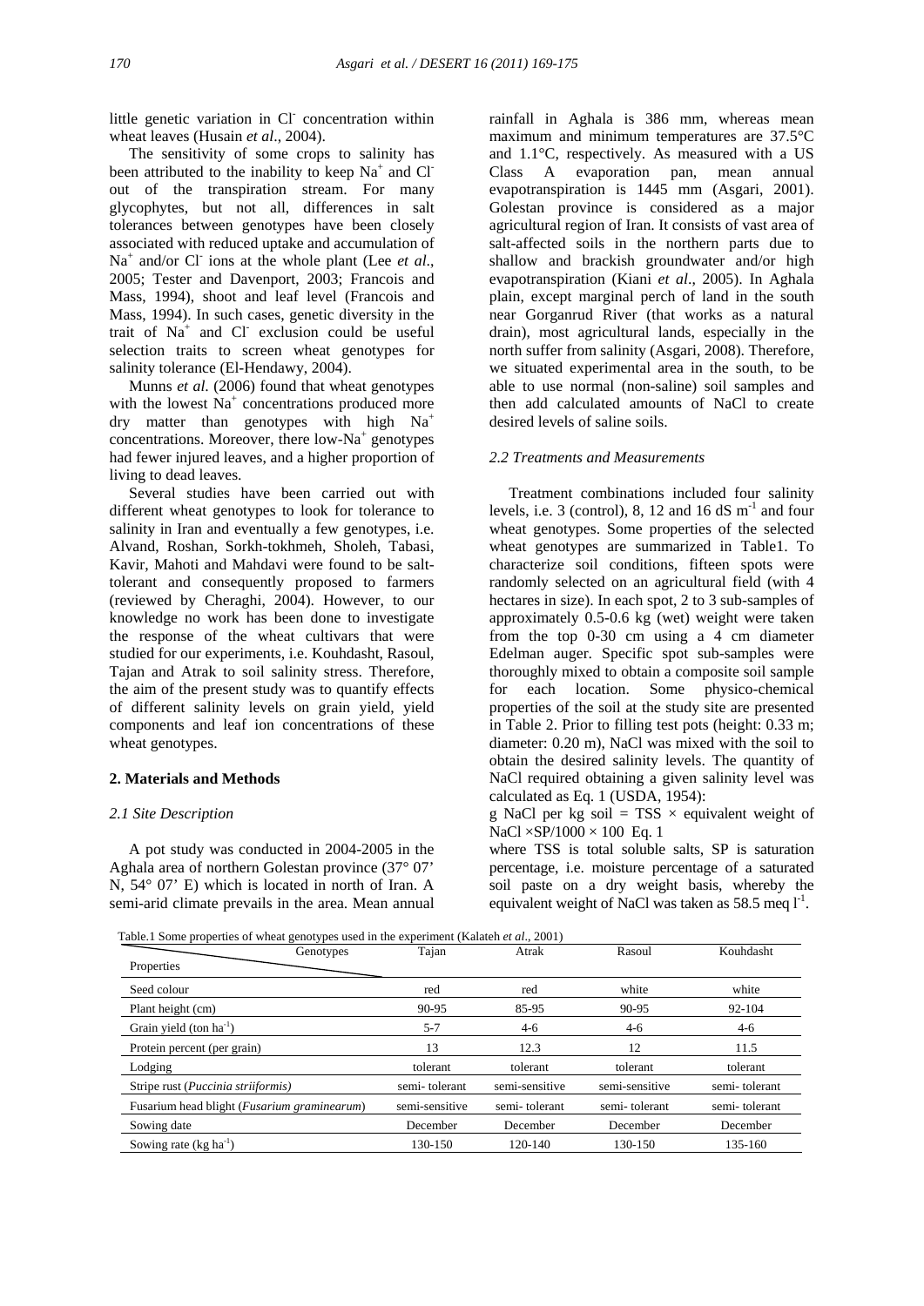little genetic variation in $Cl^-$ concentration within wheat leaves (Husain *et al*., 2004).

The sensitivity of some crops to salinity has been attributed to the inability to keep $Na^+$ and $Cl^-$ out of the transpiration stream. For many glycophytes, but not all, differences in salt tolerances between genotypes have been closely associated with reduced uptake and accumulation of $Na^+$ and/or $Cl^-$ ions at the whole plant (Lee *et al*., 2005; Tester and Davenport, 2003; Francois and Mass, 1994), shoot and leaf level (Francois and Mass, 1994). In such cases, genetic diversity in the trait of $Na^+$ and $Cl^-$ exclusion could be useful selection traits to screen wheat genotypes for salinity tolerance (El-Hendawy, 2004).

Munns *et al.* (2006) found that wheat genotypes with the lowest $Na^+$ concentrations produced more dry matter than genotypes with high $Na^+$ concentrations. Moreover, there low-$Na^+$ genotypes had fewer injured leaves, and a higher proportion of living to dead leaves.

Several studies have been carried out with different wheat genotypes to look for tolerance to salinity in Iran and eventually a few genotypes, i.e. Alvand, Roshan, Sorkh-tokhmeh, Sholeh, Tabasi, Kavir, Mahoti and Mahdavi were found to be salt-tolerant and consequently proposed to farmers (reviewed by Cheraghi, 2004). However, to our knowledge no work has been done to investigate the response of the wheat cultivars that were studied for our experiments, i.e. Kouhdasht, Rasoul, Tajan and Atrak to soil salinity stress. Therefore, the aim of the present study was to quantify effects of different salinity levels on grain yield, yield components and leaf ion concentrations of these wheat genotypes.

## 2. Materials and Methods

### *2.1 Site Description*

A pot study was conducted in 2004-2005 in the Aghala area of northern Golestan province (37° 07' N, 54° 07' E) which is located in north of Iran. A semi-arid climate prevails in the area. Mean annual rainfall in Aghala is 386 mm, whereas mean maximum and minimum temperatures are 37.5°C and 1.1°C, respectively. As measured with a US Class A evaporation pan, mean annual evapotranspiration is 1445 mm (Asgari, 2001). Golestan province is considered as a major agricultural region of Iran. It consists of vast area of salt-affected soils in the northern parts due to shallow and brackish groundwater and/or high evapotranspiration (Kiani *et al*., 2005). In Aghala plain, except marginal perch of land in the south near Gorganrud River (that works as a natural drain), most agricultural lands, especially in the north suffer from salinity (Asgari, 2008). Therefore, we situated experimental area in the south, to be able to use normal (non-saline) soil samples and then add calculated amounts of NaCl to create desired levels of saline soils.

### *2.2 Treatments and Measurements*

Treatment combinations included four salinity levels, i.e. 3 (control), 8, 12 and 16 dS $m^{-1}$ and four wheat genotypes. Some properties of the selected wheat genotypes are summarized in Table1. To characterize soil conditions, fifteen spots were randomly selected on an agricultural field (with 4 hectares in size). In each spot, 2 to 3 sub-samples of approximately 0.5-0.6 kg (wet) weight were taken from the top 0-30 cm using a 4 cm diameter Edelman auger. Specific spot sub-samples were thoroughly mixed to obtain a composite soil sample for each location. Some physico-chemical properties of the soil at the study site are presented in Table 2. Prior to filling test pots (height: 0.33 m; diameter: 0.20 m), NaCl was mixed with the soil to obtain the desired salinity levels. The quantity of NaCl required obtaining a given salinity level was calculated as Eq. 1 (USDA, 1954):

g NaCl per kg soil = TSS × equivalent weight of NaCl ×SP/1000 × 100 Eq. 1

where TSS is total soluble salts, SP is saturation percentage, i.e. moisture percentage of a saturated soil paste on a dry weight basis, whereby the equivalent weight of NaCl was taken as 58.5 meq $l^{-1}$.

Table.1 Some properties of wheat genotypes used in the experiment (Kalateh *et al*., 2001)

| Properties \ Genotypes | Tajan | Atrak | Rasoul | Kouhdasht |
|---|---|---|---|---|
| Seed colour | red | red | white | white |
| Plant height (cm) | 90-95 | 85-95 | 90-95 | 92-104 |
| Grain yield (ton $ha^{-1}$) | 5-7 | 4-6 | 4-6 | 4-6 |
| Protein percent (per grain) | 13 | 12.3 | 12 | 11.5 |
| Lodging | tolerant | tolerant | tolerant | tolerant |
| Stripe rust (*Puccinia striiformis*) | semi- tolerant | semi-sensitive | semi-sensitive | semi- tolerant |
| Fusarium head blight (*Fusarium graminearum*) | semi-sensitive | semi- tolerant | semi- tolerant | semi- tolerant |
| Sowing date | December | December | December | December |
| Sowing rate (kg $ha^{-1}$) | 130-150 | 120-140 | 130-150 | 135-160 |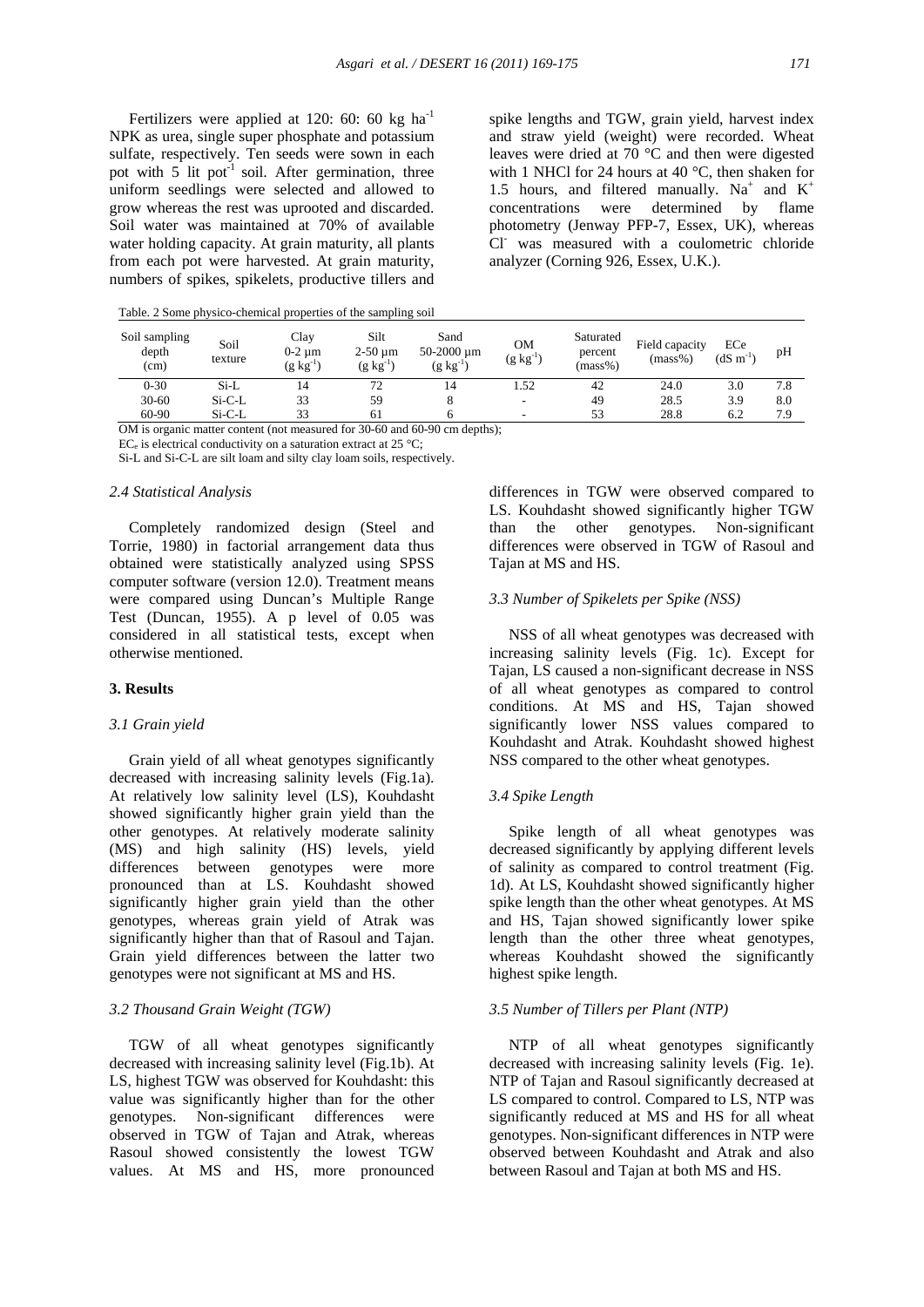Fertilizers were applied at 120: 60: 60 kg $ha^{-1}$ NPK as urea, single super phosphate and potassium sulfate, respectively. Ten seeds were sown in each pot with 5 lit $pot^{-1}$ soil. After germination, three uniform seedlings were selected and allowed to grow whereas the rest was uprooted and discarded. Soil water was maintained at 70% of available water holding capacity. At grain maturity, all plants from each pot were harvested. At grain maturity, numbers of spikes, spikelets, productive tillers and spike lengths and TGW, grain yield, harvest index and straw yield (weight) were recorded. Wheat leaves were dried at 70 °C and then were digested with 1 NHCl for 24 hours at 40 °C, then shaken for 1.5 hours, and filtered manually. $Na^+$ and $K^+$ concentrations were determined by flame photometry (Jenway PFP-7, Essex, UK), whereas $Cl^-$ was measured with a coulometric chloride analyzer (Corning 926, Essex, U.K.).

Table. 2 Some physico-chemical properties of the sampling soil

| Soil sampling depth (cm) | Soil texture | Clay 0-2 µm (g $kg^{-1}$) | Silt 2-50 µm (g $kg^{-1}$) | Sand 50-2000 µm (g $kg^{-1}$) | OM (g $kg^{-1}$) | Saturated percent (mass%) | Field capacity (mass%) | ECe (dS $m^{-1}$) | pH |
|---|---|---|---|---|---|---|---|---|---|
| 0-30 | Si-L | 14 | 72 | 14 | 1.52 | 42 | 24.0 | 3.0 | 7.8 |
| 30-60 | Si-C-L | 33 | 59 | 8 | - | 49 | 28.5 | 3.9 | 8.0 |
| 60-90 | Si-C-L | 33 | 61 | 6 | - | 53 | 28.8 | 6.2 | 7.9 |

OM is organic matter content (not measured for 30-60 and 60-90 cm depths);

$EC_e$ is electrical conductivity on a saturation extract at 25 °C;

Si-L and Si-C-L are silt loam and silty clay loam soils, respectively.

### *2.4 Statistical Analysis*

Completely randomized design (Steel and Torrie, 1980) in factorial arrangement data thus obtained were statistically analyzed using SPSS computer software (version 12.0). Treatment means were compared using Duncan's Multiple Range Test (Duncan, 1955). A p level of 0.05 was considered in all statistical tests, except when otherwise mentioned.

## 3. Results

### *3.1 Grain yield*

Grain yield of all wheat genotypes significantly decreased with increasing salinity levels (Fig.1a). At relatively low salinity level (LS), Kouhdasht showed significantly higher grain yield than the other genotypes. At relatively moderate salinity (MS) and high salinity (HS) levels, yield differences between genotypes were more pronounced than at LS. Kouhdasht showed significantly higher grain yield than the other genotypes, whereas grain yield of Atrak was significantly higher than that of Rasoul and Tajan. Grain yield differences between the latter two genotypes were not significant at MS and HS.

### *3.2 Thousand Grain Weight (TGW)*

TGW of all wheat genotypes significantly decreased with increasing salinity level (Fig.1b). At LS, highest TGW was observed for Kouhdasht: this value was significantly higher than for the other genotypes. Non-significant differences were observed in TGW of Tajan and Atrak, whereas Rasoul showed consistently the lowest TGW values. At MS and HS, more pronounced differences in TGW were observed compared to LS. Kouhdasht showed significantly higher TGW than the other genotypes. Non-significant differences were observed in TGW of Rasoul and Tajan at MS and HS.

### *3.3 Number of Spikelets per Spike (NSS)*

NSS of all wheat genotypes was decreased with increasing salinity levels (Fig. 1c). Except for Tajan, LS caused a non-significant decrease in NSS of all wheat genotypes as compared to control conditions. At MS and HS, Tajan showed significantly lower NSS values compared to Kouhdasht and Atrak. Kouhdasht showed highest NSS compared to the other wheat genotypes.

### *3.4 Spike Length*

Spike length of all wheat genotypes was decreased significantly by applying different levels of salinity as compared to control treatment (Fig. 1d). At LS, Kouhdasht showed significantly higher spike length than the other wheat genotypes. At MS and HS, Tajan showed significantly lower spike length than the other three wheat genotypes, whereas Kouhdasht showed the significantly highest spike length.

### *3.5 Number of Tillers per Plant (NTP)*

NTP of all wheat genotypes significantly decreased with increasing salinity levels (Fig. 1e). NTP of Tajan and Rasoul significantly decreased at LS compared to control. Compared to LS, NTP was significantly reduced at MS and HS for all wheat genotypes. Non-significant differences in NTP were observed between Kouhdasht and Atrak and also between Rasoul and Tajan at both MS and HS.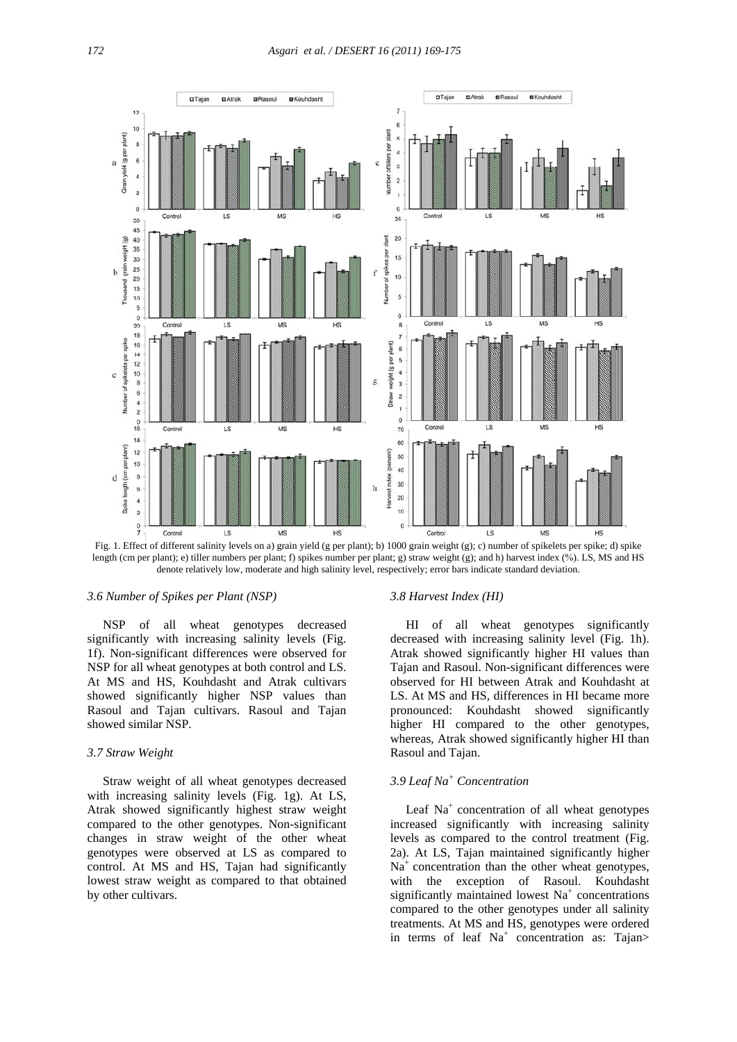Fig. 1. Effect of different salinity levels on a) grain yield (g per plant); b) 1000 grain weight (g); c) number of spikelets per spike; d) spike length (cm per plant); e) tiller numbers per plant; f) spikes number per plant; g) straw weight (g); and h) harvest index (%). LS, MS and HS denote relatively low, moderate and high salinity level, respectively; error bars indicate standard deviation.

### 3.6 Number of Spikes per Plant (NSP)

NSP of all wheat genotypes decreased significantly with increasing salinity levels (Fig. 1f). Non-significant differences were observed for NSP for all wheat genotypes at both control and LS. At MS and HS, Kouhdasht and Atrak cultivars showed significantly higher NSP values than Rasoul and Tajan cultivars. Rasoul and Tajan showed similar NSP.

### 3.7 Straw Weight

Straw weight of all wheat genotypes decreased with increasing salinity levels (Fig. 1g). At LS, Atrak showed significantly highest straw weight compared to the other genotypes. Non-significant changes in straw weight of the other wheat genotypes were observed at LS as compared to control. At MS and HS, Tajan had significantly lowest straw weight as compared to that obtained by other cultivars.

### 3.8 Harvest Index (HI)

HI of all wheat genotypes significantly decreased with increasing salinity level (Fig. 1h). Atrak showed significantly higher HI values than Tajan and Rasoul. Non-significant differences were observed for HI between Atrak and Kouhdasht at LS. At MS and HS, differences in HI became more pronounced: Kouhdasht showed significantly higher HI compared to the other genotypes, whereas, Atrak showed significantly higher HI than Rasoul and Tajan.

### 3.9 Leaf $Na^+$ Concentration

Leaf $Na^+$ concentration of all wheat genotypes increased significantly with increasing salinity levels as compared to the control treatment (Fig. 2a). At LS, Tajan maintained significantly higher $Na^+$ concentration than the other wheat genotypes, with the exception of Rasoul. Kouhdasht significantly maintained lowest $Na^+$ concentrations compared to the other genotypes under all salinity treatments. At MS and HS, genotypes were ordered in terms of leaf $Na^+$ concentration as: Tajan>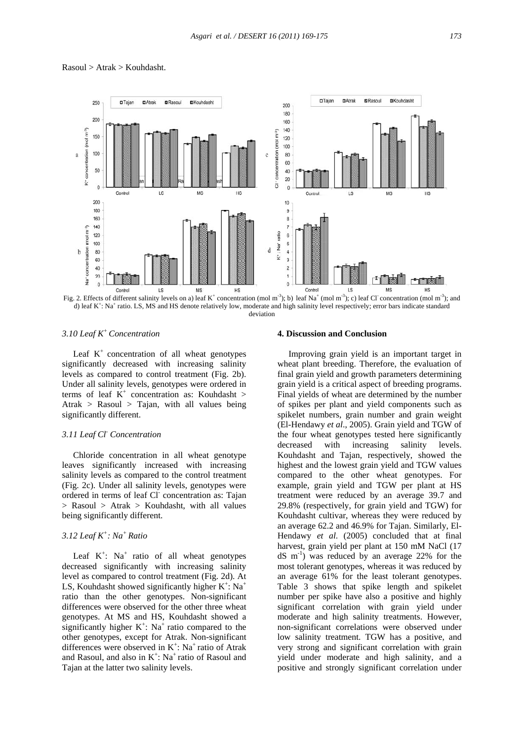Rasoul > Atrak > Kouhdasht.

Fig. 2. Effects of different salinity levels on a) leaf $K^+$ concentration (mol $m^{-3}$); b) leaf $Na^+$ (mol $m^{-3}$); c) leaf $Cl^-$ concentration (mol $m^{-3}$); and d) leaf $K^+$: $Na^+$ ratio. LS, MS and HS denote relatively low, moderate and high salinity level respectively; error bars indicate standard deviation

### *3.10 Leaf $K^+$ Concentration*

Leaf $K^+$ concentration of all wheat genotypes significantly decreased with increasing salinity levels as compared to control treatment (Fig. 2b). Under all salinity levels, genotypes were ordered in terms of leaf $K^+$ concentration as: Kouhdasht > Atrak > Rasoul > Tajan, with all values being significantly different.

### *3.11 Leaf $Cl^-$ Concentration*

Chloride concentration in all wheat genotype leaves significantly increased with increasing salinity levels as compared to the control treatment (Fig. 2c). Under all salinity levels, genotypes were ordered in terms of leaf $Cl^-$ concentration as: Tajan > Rasoul > Atrak > Kouhdasht, with all values being significantly different.

### *3.12 Leaf $K^+$: $Na^+$ Ratio*

Leaf $K^+$: $Na^+$ ratio of all wheat genotypes decreased significantly with increasing salinity level as compared to control treatment (Fig. 2d). At LS, Kouhdasht showed significantly higher $K^+$: $Na^+$ ratio than the other genotypes. Non-significant differences were observed for the other three wheat genotypes. At MS and HS, Kouhdasht showed a significantly higher $K^+$: $Na^+$ ratio compared to the other genotypes, except for Atrak. Non-significant differences were observed in $K^+$: $Na^+$ ratio of Atrak and Rasoul, and also in $K^+$: $Na^+$ ratio of Rasoul and Tajan at the latter two salinity levels.

## 4. Discussion and Conclusion

Improving grain yield is an important target in wheat plant breeding. Therefore, the evaluation of final grain yield and growth parameters determining grain yield is a critical aspect of breeding programs. Final yields of wheat are determined by the number of spikes per plant and yield components such as spikelet numbers, grain number and grain weight (El-Hendawy *et al*., 2005). Grain yield and TGW of the four wheat genotypes tested here significantly decreased with increasing salinity levels. Kouhdasht and Tajan, respectively, showed the highest and the lowest grain yield and TGW values compared to the other wheat genotypes. For example, grain yield and TGW per plant at HS treatment were reduced by an average 39.7 and 29.8% (respectively, for grain yield and TGW) for Kouhdasht cultivar, whereas they were reduced by an average 62.2 and 46.9% for Tajan. Similarly, El-Hendawy *et al*. (2005) concluded that at final harvest, grain yield per plant at 150 mM NaCl (17 dS $m^{-1}$) was reduced by an average 22% for the most tolerant genotypes, whereas it was reduced by an average 61% for the least tolerant genotypes. Table 3 shows that spike length and spikelet number per spike have also a positive and highly significant correlation with grain yield under moderate and high salinity treatments. However, non-significant correlations were observed under low salinity treatment. TGW has a positive, and very strong and significant correlation with grain yield under moderate and high salinity, and a positive and strongly significant correlation under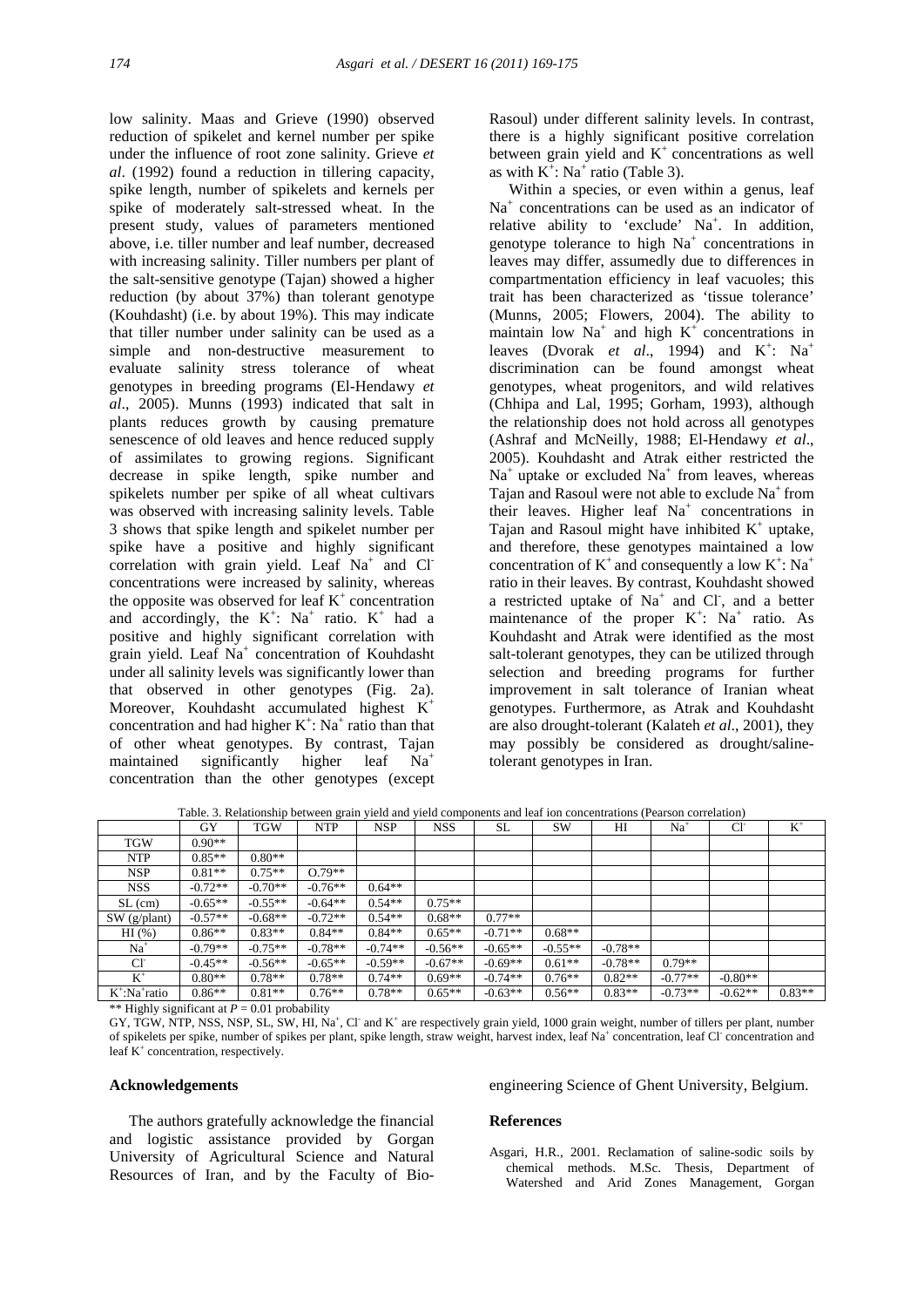low salinity. Maas and Grieve (1990) observed reduction of spikelet and kernel number per spike under the influence of root zone salinity. Grieve *et al*. (1992) found a reduction in tillering capacity, spike length, number of spikelets and kernels per spike of moderately salt-stressed wheat. In the present study, values of parameters mentioned above, i.e. tiller number and leaf number, decreased with increasing salinity. Tiller numbers per plant of the salt-sensitive genotype (Tajan) showed a higher reduction (by about 37%) than tolerant genotype (Kouhdasht) (i.e. by about 19%). This may indicate that tiller number under salinity can be used as a simple and non-destructive measurement to evaluate salinity stress tolerance of wheat genotypes in breeding programs (El-Hendawy *et al*., 2005). Munns (1993) indicated that salt in plants reduces growth by causing premature senescence of old leaves and hence reduced supply of assimilates to growing regions. Significant decrease in spike length, spike number and spikelets number per spike of all wheat cultivars was observed with increasing salinity levels. Table 3 shows that spike length and spikelet number per spike have a positive and highly significant correlation with grain yield. Leaf $Na^+$ and $Cl^-$ concentrations were increased by salinity, whereas the opposite was observed for leaf $K^+$ concentration and accordingly, the $K^+$: $Na^+$ ratio. $K^+$ had a positive and highly significant correlation with grain yield. Leaf $Na^+$ concentration of Kouhdasht under all salinity levels was significantly lower than that observed in other genotypes (Fig. 2a). Moreover, Kouhdasht accumulated highest $K^+$ concentration and had higher $K^+$: $Na^+$ ratio than that of other wheat genotypes. By contrast, Tajan maintained significantly higher leaf $Na^+$ concentration than the other genotypes (except Rasoul) under different salinity levels. In contrast, there is a highly significant positive correlation between grain yield and $K^+$ concentrations as well as with $K^+$: $Na^+$ ratio (Table 3).

Within a species, or even within a genus, leaf $Na^+$ concentrations can be used as an indicator of relative ability to 'exclude' $Na^+$. In addition, genotype tolerance to high $Na^+$ concentrations in leaves may differ, assumedly due to differences in compartmentation efficiency in leaf vacuoles; this trait has been characterized as 'tissue tolerance' (Munns, 2005; Flowers, 2004). The ability to maintain low $Na^+$ and high $K^+$ concentrations in leaves (Dvorak *et al*., 1994) and $K^+$: $Na^+$ discrimination can be found amongst wheat genotypes, wheat progenitors, and wild relatives (Chhipa and Lal, 1995; Gorham, 1993), although the relationship does not hold across all genotypes (Ashraf and McNeilly, 1988; El-Hendawy *et al*., 2005). Kouhdasht and Atrak either restricted the $Na^+$ uptake or excluded $Na^+$ from leaves, whereas Tajan and Rasoul were not able to exclude $Na^+$ from their leaves. Higher leaf $Na^+$ concentrations in Tajan and Rasoul might have inhibited $K^+$ uptake, and therefore, these genotypes maintained a low concentration of $K^+$ and consequently a low $K^+$: $Na^+$ ratio in their leaves. By contrast, Kouhdasht showed a restricted uptake of $Na^+$ and $Cl^-$, and a better maintenance of the proper $K^+$: $Na^+$ ratio. As Kouhdasht and Atrak were identified as the most salt-tolerant genotypes, they can be utilized through selection and breeding programs for further improvement in salt tolerance of Iranian wheat genotypes. Furthermore, as Atrak and Kouhdasht are also drought-tolerant (Kalateh *et al*., 2001), they may possibly be considered as drought/saline-tolerant genotypes in Iran.

Table. 3. Relationship between grain yield and yield components and leaf ion concentrations (Pearson correlation)

| | GY | TGW | NTP | NSP | NSS | SL | SW | HI | $Na^+$ | $Cl^-$ | $K^+$ |
|---|---|---|---|---|---|---|---|---|---|---|---|
| TGW | 0.90** | | | | | | | | | | |
| NTP | 0.85** | 0.80** | | | | | | | | | |
| NSP | 0.81** | 0.75** | O.79** | | | | | | | | |
| NSS | -0.72** | -0.70** | -0.76** | 0.64** | | | | | | | |
| SL (cm) | -0.65** | -0.55** | -0.64** | 0.54** | 0.75** | | | | | | |
| SW (g/plant) | -0.57** | -0.68** | -0.72** | 0.54** | 0.68** | 0.77** | | | | | |
| HI (%) | 0.86** | 0.83** | 0.84** | 0.84** | 0.65** | -0.71** | 0.68** | | | | |
| $Na^+$ | -0.79** | -0.75** | -0.78** | -0.74** | -0.56** | -0.65** | -0.55** | -0.78** | | | |
| $Cl^-$ | -0.45** | -0.56** | -0.65** | -0.59** | -0.67** | -0.69** | 0.61** | -0.78** | 0.79** | | |
| $K^+$ | 0.80** | 0.78** | 0.78** | 0.74** | 0.69** | -0.74** | 0.76** | 0.82** | -0.77** | -0.80** | |
| $K^+$:$Na^+$ratio | 0.86** | 0.81** | 0.76** | 0.78** | 0.65** | -0.63** | 0.56** | 0.83** | -0.73** | -0.62** | 0.83** |

** Highly significant at $P$ = 0.01 probability

GY, TGW, NTP, NSS, NSP, SL, SW, HI, $Na^+$, $Cl^-$ and $K^+$ are respectively grain yield, 1000 grain weight, number of tillers per plant, number of spikelets per spike, number of spikes per plant, spike length, straw weight, harvest index, leaf $Na^+$ concentration, leaf $Cl^-$ concentration and leaf $K^+$ concentration, respectively.

## Acknowledgements

The authors gratefully acknowledge the financial and logistic assistance provided by Gorgan University of Agricultural Science and Natural Resources of Iran, and by the Faculty of Bio-engineering Science of Ghent University, Belgium.

## References

Asgari, H.R., 2001. Reclamation of saline-sodic soils by chemical methods. M.Sc. Thesis, Department of Watershed and Arid Zones Management, Gorgan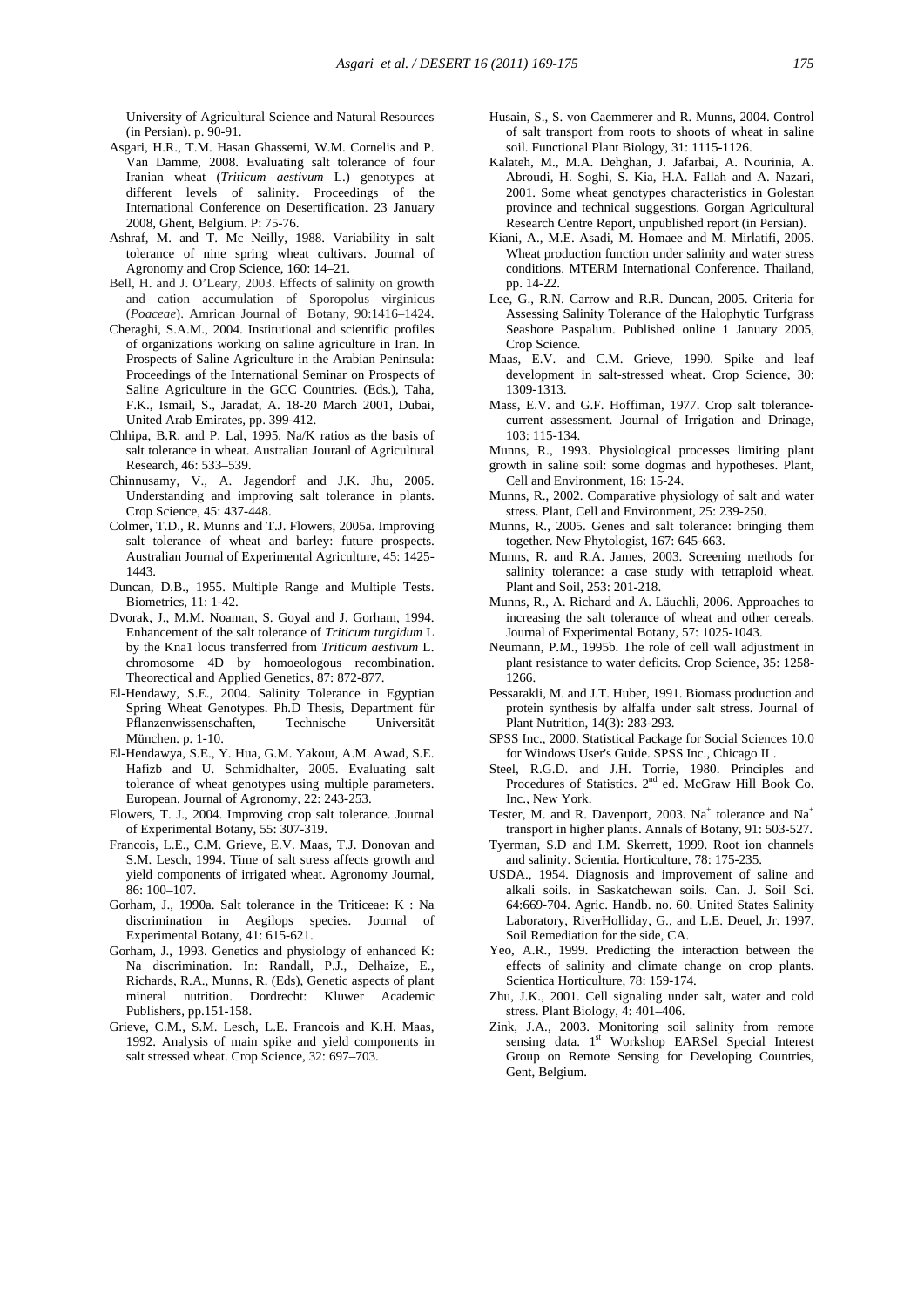University of Agricultural Science and Natural Resources (in Persian). p. 90-91.

Asgari, H.R., T.M. Hasan Ghassemi, W.M. Cornelis and P. Van Damme, 2008. Evaluating salt tolerance of four Iranian wheat (*Triticum aestivum* L.) genotypes at different levels of salinity. Proceedings of the International Conference on Desertification. 23 January 2008, Ghent, Belgium. P: 75-76.

Ashraf, M. and T. Mc Neilly, 1988. Variability in salt tolerance of nine spring wheat cultivars. Journal of Agronomy and Crop Science, 160: 14–21.

Bell, H. and J. O'Leary, 2003. Effects of salinity on growth and cation accumulation of Sporopolus virginicus (*Poaceae*). Amrican Journal of Botany, 90:1416–1424.

Cheraghi, S.A.M., 2004. Institutional and scientific profiles of organizations working on saline agriculture in Iran. In Prospects of Saline Agriculture in the Arabian Peninsula: Proceedings of the International Seminar on Prospects of Saline Agriculture in the GCC Countries. (Eds.), Taha, F.K., Ismail, S., Jaradat, A. 18-20 March 2001, Dubai, United Arab Emirates, pp. 399-412.

Chhipa, B.R. and P. Lal, 1995. Na/K ratios as the basis of salt tolerance in wheat. Australian Jouranl of Agricultural Research, 46: 533–539.

Chinnusamy, V., A. Jagendorf and J.K. Jhu, 2005. Understanding and improving salt tolerance in plants. Crop Science, 45: 437-448.

Colmer, T.D., R. Munns and T.J. Flowers, 2005a. Improving salt tolerance of wheat and barley: future prospects. Australian Journal of Experimental Agriculture, 45: 1425-1443.

Duncan, D.B., 1955. Multiple Range and Multiple Tests. Biometrics, 11: 1-42.

Dvorak, J., M.M. Noaman, S. Goyal and J. Gorham, 1994. Enhancement of the salt tolerance of *Triticum turgidum* L by the Kna1 locus transferred from *Triticum aestivum* L. chromosome 4D by homoeologous recombination. Theorectical and Applied Genetics, 87: 872-877.

El-Hendawy, S.E., 2004. Salinity Tolerance in Egyptian Spring Wheat Genotypes. Ph.D Thesis, Department für Pflanzenwissenschaften, Technische Universität München. p. 1-10.

El-Hendawya, S.E., Y. Hua, G.M. Yakout, A.M. Awad, S.E. Hafizb and U. Schmidhalter, 2005. Evaluating salt tolerance of wheat genotypes using multiple parameters. European. Journal of Agronomy, 22: 243-253.

Flowers, T. J., 2004. Improving crop salt tolerance. Journal of Experimental Botany, 55: 307-319.

Francois, L.E., C.M. Grieve, E.V. Maas, T.J. Donovan and S.M. Lesch, 1994. Time of salt stress affects growth and yield components of irrigated wheat. Agronomy Journal, 86: 100–107.

Gorham, J., 1990a. Salt tolerance in the Triticeae: K : Na discrimination in Aegilops species. Journal of Experimental Botany, 41: 615-621.

Gorham, J., 1993. Genetics and physiology of enhanced K: Na discrimination. In: Randall, P.J., Delhaize, E., Richards, R.A., Munns, R. (Eds), Genetic aspects of plant mineral nutrition. Dordrecht: Kluwer Academic Publishers, pp.151-158.

Grieve, C.M., S.M. Lesch, L.E. Francois and K.H. Maas, 1992. Analysis of main spike and yield components in salt stressed wheat. Crop Science, 32: 697–703.

Husain, S., S. von Caemmerer and R. Munns, 2004. Control of salt transport from roots to shoots of wheat in saline soil. Functional Plant Biology, 31: 1115-1126.

Kalateh, M., M.A. Dehghan, J. Jafarbai, A. Nourinia, A. Abroudi, H. Soghi, S. Kia, H.A. Fallah and A. Nazari, 2001. Some wheat genotypes characteristics in Golestan province and technical suggestions. Gorgan Agricultural Research Centre Report, unpublished report (in Persian).

Kiani, A., M.E. Asadi, M. Homaee and M. Mirlatifi, 2005. Wheat production function under salinity and water stress conditions. MTERM International Conference. Thailand, pp. 14-22.

Lee, G., R.N. Carrow and R.R. Duncan, 2005. Criteria for Assessing Salinity Tolerance of the Halophytic Turfgrass Seashore Paspalum. Published online 1 January 2005, Crop Science.

Maas, E.V. and C.M. Grieve, 1990. Spike and leaf development in salt-stressed wheat. Crop Science, 30: 1309-1313.

Mass, E.V. and G.F. Hoffiman, 1977. Crop salt tolerance-current assessment. Journal of Irrigation and Drinage, 103: 115-134.

Munns, R., 1993. Physiological processes limiting plant growth in saline soil: some dogmas and hypotheses. Plant, Cell and Environment, 16: 15-24.

Munns, R., 2002. Comparative physiology of salt and water stress. Plant, Cell and Environment, 25: 239-250.

Munns, R., 2005. Genes and salt tolerance: bringing them together. New Phytologist, 167: 645-663.

Munns, R. and R.A. James, 2003. Screening methods for salinity tolerance: a case study with tetraploid wheat. Plant and Soil, 253: 201-218.

Munns, R., A. Richard and A. Läuchli, 2006. Approaches to increasing the salt tolerance of wheat and other cereals. Journal of Experimental Botany, 57: 1025-1043.

Neumann, P.M., 1995b. The role of cell wall adjustment in plant resistance to water deficits. Crop Science, 35: 1258-1266.

Pessarakli, M. and J.T. Huber, 1991. Biomass production and protein synthesis by alfalfa under salt stress. Journal of Plant Nutrition, 14(3): 283-293.

SPSS Inc., 2000. Statistical Package for Social Sciences 10.0 for Windows User's Guide. SPSS Inc., Chicago IL.

Steel, R.G.D. and J.H. Torrie, 1980. Principles and Procedures of Statistics. 2nd ed. McGraw Hill Book Co. Inc., New York.

Tester, M. and R. Davenport, 2003. $Na^+$ tolerance and $Na^+$ transport in higher plants. Annals of Botany, 91: 503-527.

Tyerman, S.D and I.M. Skerrett, 1999. Root ion channels and salinity. Scientia. Horticulture, 78: 175-235.

USDA., 1954. Diagnosis and improvement of saline and alkali soils. in Saskatchewan soils. Can. J. Soil Sci. 64:669-704. Agric. Handb. no. 60. United States Salinity Laboratory, RiverHolliday, G., and L.E. Deuel, Jr. 1997. Soil Remediation for the side, CA.

Yeo, A.R., 1999. Predicting the interaction between the effects of salinity and climate change on crop plants. Scientica Horticulture, 78: 159-174.

Zhu, J.K., 2001. Cell signaling under salt, water and cold stress. Plant Biology, 4: 401–406.

Zink, J.A., 2003. Monitoring soil salinity from remote sensing data. 1st Workshop EARSel Special Interest Group on Remote Sensing for Developing Countries, Gent, Belgium.